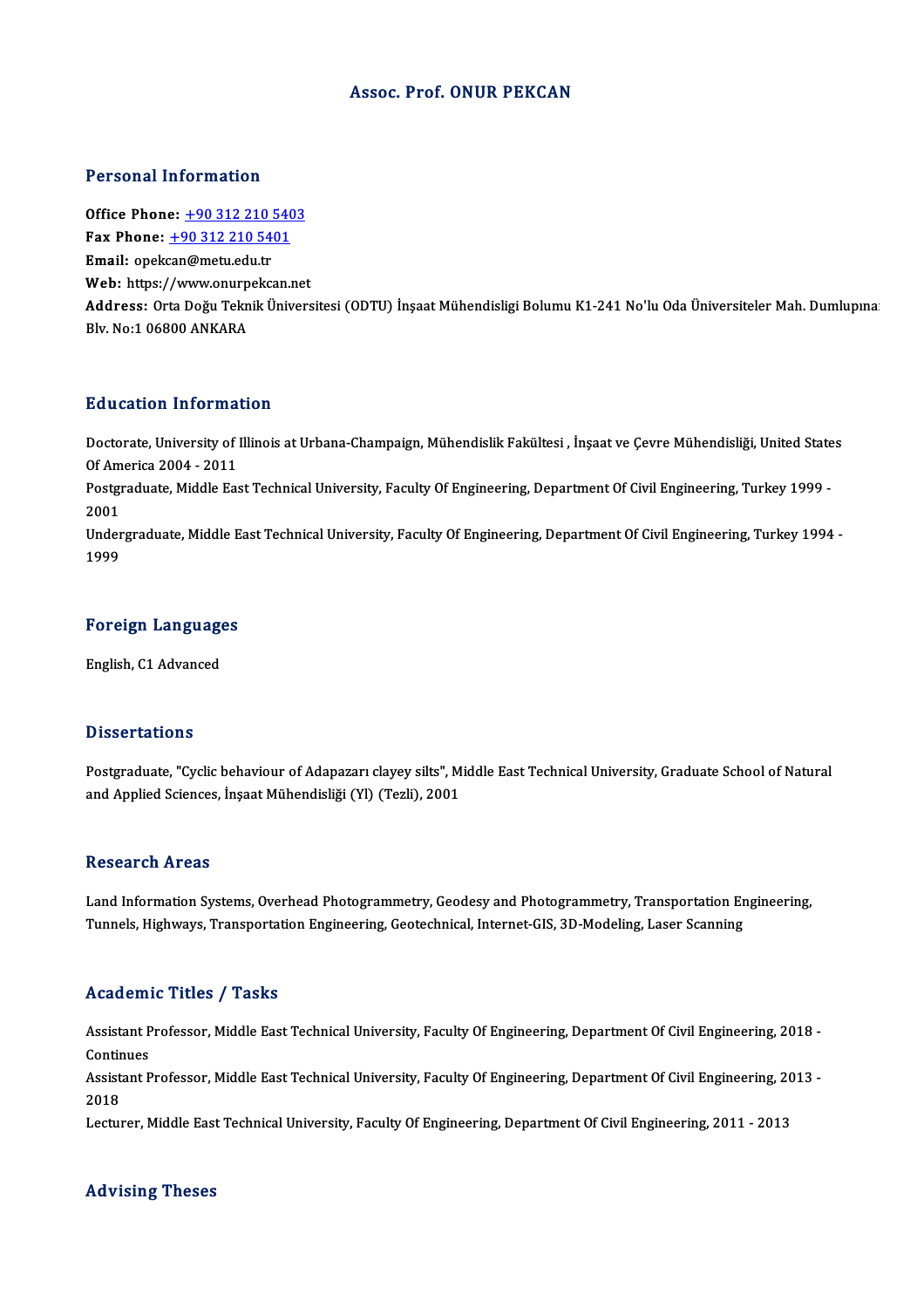# Assoc. Prof. ONUR PEKCAN

## Personal Information

**Office Phone:** +90 312 210 5403
**Fax Phone:** +90 312 210 5401
**Email:** opekcan@metu.edu.tr
**Web:** https://www.onurpekcan.net
**Address:** Orta Doğu Teknik Üniversitesi (ODTU) İnşaat Mühendisligi Bolumu K1-241 No'lu Oda Üniversiteler Mah. Dumlupınar Blv. No:1 06800 ANKARA

## Education Information

Doctorate, University of Illinois at Urbana-Champaign, Mühendislik Fakültesi , İnşaat ve Çevre Mühendisliği, United States Of America 2004 - 2011
Postgraduate, Middle East Technical University, Faculty Of Engineering, Department Of Civil Engineering, Turkey 1999 - 2001
Undergraduate, Middle East Technical University, Faculty Of Engineering, Department Of Civil Engineering, Turkey 1994 - 1999

## Foreign Languages

English, C1 Advanced

## Dissertations

Postgraduate, "Cyclic behaviour of Adapazarı clayey silts", Middle East Technical University, Graduate School of Natural and Applied Sciences, İnşaat Mühendisliği (Yl) (Tezli), 2001

## Research Areas

Land Information Systems, Overhead Photogrammetry, Geodesy and Photogrammetry, Transportation Engineering, Tunnels, Highways, Transportation Engineering, Geotechnical, Internet-GIS, 3D-Modeling, Laser Scanning

## Academic Titles / Tasks

Assistant Professor, Middle East Technical University, Faculty Of Engineering, Department Of Civil Engineering, 2018 - Continues
Assistant Professor, Middle East Technical University, Faculty Of Engineering, Department Of Civil Engineering, 2013 - 2018
Lecturer, Middle East Technical University, Faculty Of Engineering, Department Of Civil Engineering, 2011 - 2013

## Advising Theses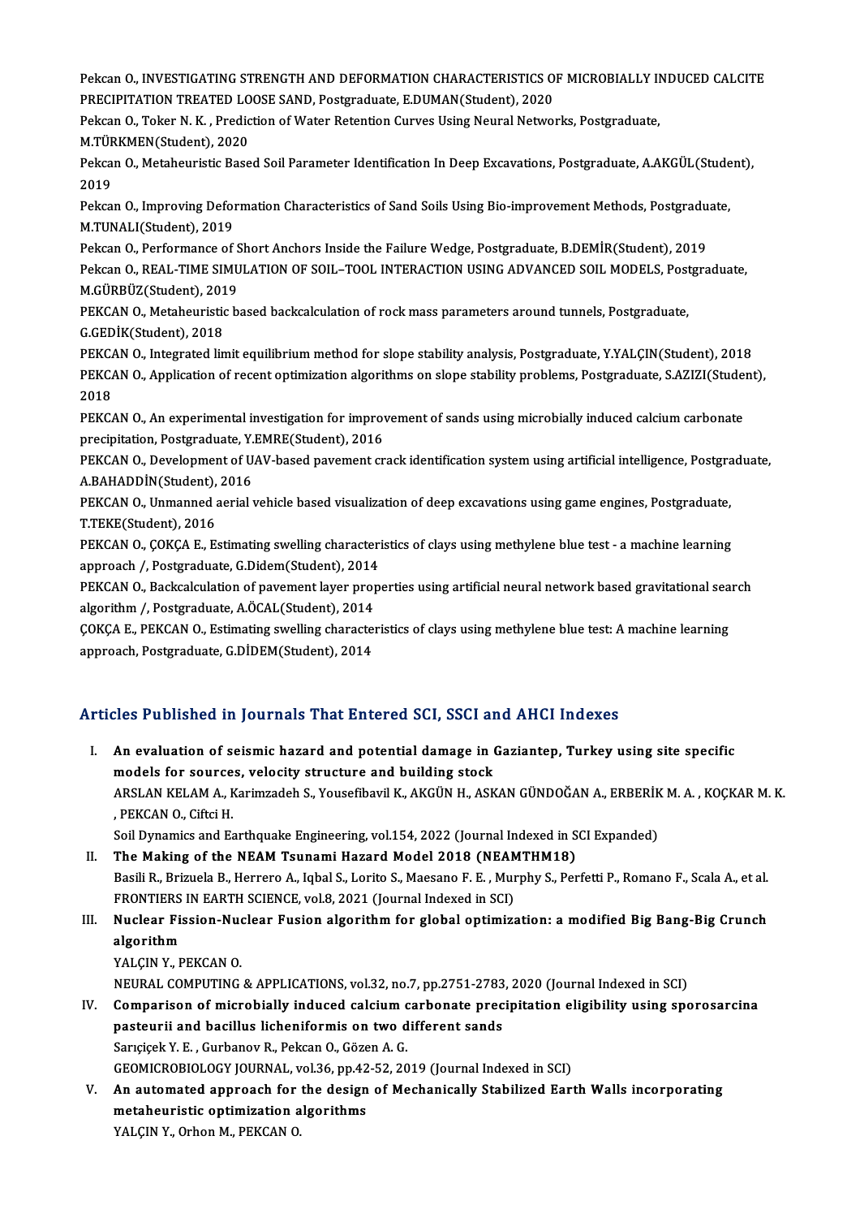Pekcan O., INVESTIGATING STRENGTH AND DEFORMATION CHARACTERISTICS OF MICROBIALLY INDUCED CALCITE PRECIPITATION TREATED LOOSE SAND, Postgraduate, E.DUMAN(Student), 2020

Pekcan O., Toker N. K. , Prediction of Water Retention Curves Using Neural Networks, Postgraduate, M.TÜRKMEN(Student), 2020

Pekcan O., Metaheuristic Based Soil Parameter Identification In Deep Excavations, Postgraduate, A.AKGÜL(Student), 2019

Pekcan O., Improving Deformation Characteristics of Sand Soils Using Bio-improvement Methods, Postgraduate, M.TUNALI(Student), 2019

Pekcan O., Performance of Short Anchors Inside the Failure Wedge, Postgraduate, B.DEMİR(Student), 2019

Pekcan O., REAL-TIME SIMULATION OF SOIL–TOOL INTERACTION USING ADVANCED SOIL MODELS, Postgraduate, M.GÜRBÜZ(Student), 2019

PEKCAN O., Metaheuristic based backcalculation of rock mass parameters around tunnels, Postgraduate, G.GEDİK(Student), 2018

PEKCAN O., Integrated limit equilibrium method for slope stability analysis, Postgraduate, Y.YALÇIN(Student), 2018

PEKCAN O., Application of recent optimization algorithms on slope stability problems, Postgraduate, S.AZIZI(Student), 2018

PEKCAN O., An experimental investigation for improvement of sands using microbially induced calcium carbonate precipitation, Postgraduate, Y.EMRE(Student), 2016

PEKCAN O., Development of UAV-based pavement crack identification system using artificial intelligence, Postgraduate, A.BAHADDİN(Student), 2016

PEKCAN O., Unmanned aerial vehicle based visualization of deep excavations using game engines, Postgraduate, T.TEKE(Student), 2016

PEKCAN O., ÇOKÇA E., Estimating swelling characteristics of clays using methylene blue test - a machine learning approach /, Postgraduate, G.Didem(Student), 2014

PEKCAN O., Backcalculation of pavement layer properties using artificial neural network based gravitational search algorithm /, Postgraduate, A.ÖCAL(Student), 2014

ÇOKÇA E., PEKCAN O., Estimating swelling characteristics of clays using methylene blue test: A machine learning approach, Postgraduate, G.DİDEM(Student), 2014

## Articles Published in Journals That Entered SCI, SSCI and AHCI Indexes

I. **An evaluation of seismic hazard and potential damage in Gaziantep, Turkey using site specific models for sources, velocity structure and building stock**
   ARSLAN KELAM A., Karimzadeh S., Yousefibavil K., AKGÜN H., ASKAN GÜNDOĞAN A., ERBERİK M. A. , KOÇKAR M. K. , PEKCAN O., Ciftci H.
   Soil Dynamics and Earthquake Engineering, vol.154, 2022 (Journal Indexed in SCI Expanded)

II. **The Making of the NEAM Tsunami Hazard Model 2018 (NEAMTHM18)**
   Basili R., Brizuela B., Herrero A., Iqbal S., Lorito S., Maesano F. E. , Murphy S., Perfetti P., Romano F., Scala A., et al.
   FRONTIERS IN EARTH SCIENCE, vol.8, 2021 (Journal Indexed in SCI)

III. **Nuclear Fission-Nuclear Fusion algorithm for global optimization: a modified Big Bang-Big Crunch algorithm**
   YALÇIN Y., PEKCAN O.
   NEURAL COMPUTING & APPLICATIONS, vol.32, no.7, pp.2751-2783, 2020 (Journal Indexed in SCI)

IV. **Comparison of microbially induced calcium carbonate precipitation eligibility using sporosarcina pasteurii and bacillus licheniformis on two different sands**
   Sarıçiçek Y. E. , Gurbanov R., Pekcan O., Gözen A. G.
   GEOMICROBIOLOGY JOURNAL, vol.36, pp.42-52, 2019 (Journal Indexed in SCI)

V. **An automated approach for the design of Mechanically Stabilized Earth Walls incorporating metaheuristic optimization algorithms**
   YALÇIN Y., Orhon M., PEKCAN O.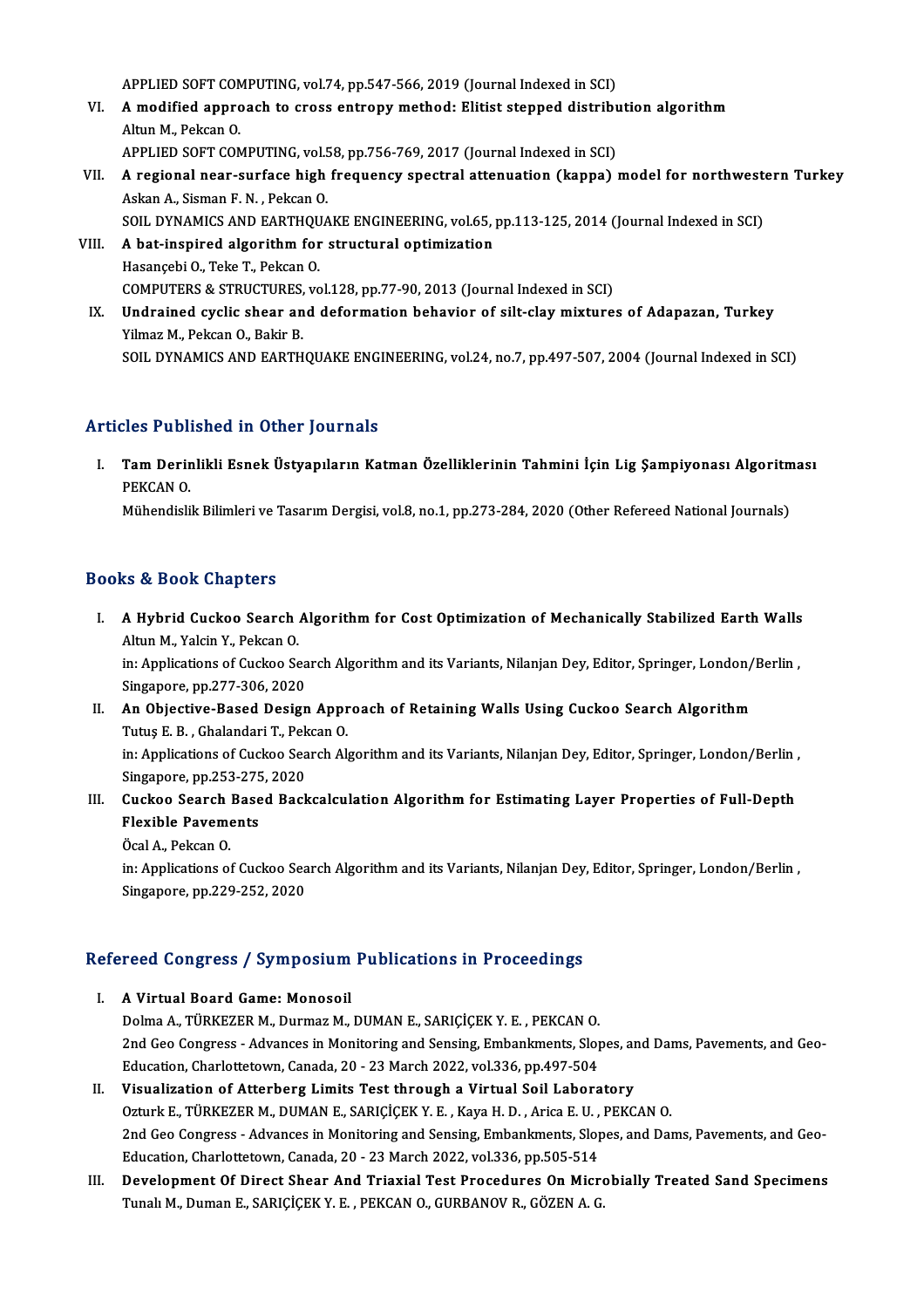APPLIED SOFT COMPUTING, vol.74, pp.547-566, 2019 (Journal Indexed in SCI)

VI. **A modified approach to cross entropy method: Elitist stepped distribution algorithm**
Altun M., Pekcan O.
APPLIED SOFT COMPUTING, vol.58, pp.756-769, 2017 (Journal Indexed in SCI)

VII. **A regional near-surface high frequency spectral attenuation (kappa) model for northwestern Turkey**
Askan A., Sisman F. N. , Pekcan O.
SOIL DYNAMICS AND EARTHQUAKE ENGINEERING, vol.65, pp.113-125, 2014 (Journal Indexed in SCI)

VIII. **A bat-inspired algorithm for structural optimization**
Hasançebi O., Teke T., Pekcan O.
COMPUTERS & STRUCTURES, vol.128, pp.77-90, 2013 (Journal Indexed in SCI)

IX. **Undrained cyclic shear and deformation behavior of silt-clay mixtures of Adapazan, Turkey**
Yilmaz M., Pekcan O., Bakir B.
SOIL DYNAMICS AND EARTHQUAKE ENGINEERING, vol.24, no.7, pp.497-507, 2004 (Journal Indexed in SCI)

## Articles Published in Other Journals

I. **Tam Derinlikli Esnek Üstyapıların Katman Özelliklerinin Tahmini İçin Lig Şampiyonası Algoritması**
PEKCAN O.
Mühendislik Bilimleri ve Tasarım Dergisi, vol.8, no.1, pp.273-284, 2020 (Other Refereed National Journals)

## Books & Book Chapters

I. **A Hybrid Cuckoo Search Algorithm for Cost Optimization of Mechanically Stabilized Earth Walls**
Altun M., Yalcin Y., Pekcan O.
in: Applications of Cuckoo Search Algorithm and its Variants, Nilanjan Dey, Editor, Springer, London/Berlin , Singapore, pp.277-306, 2020

II. **An Objective-Based Design Approach of Retaining Walls Using Cuckoo Search Algorithm**
Tutuş E. B. , Ghalandari T., Pekcan O.
in: Applications of Cuckoo Search Algorithm and its Variants, Nilanjan Dey, Editor, Springer, London/Berlin , Singapore, pp.253-275, 2020

III. **Cuckoo Search Based Backcalculation Algorithm for Estimating Layer Properties of Full-Depth Flexible Pavements**
Öcal A., Pekcan O.
in: Applications of Cuckoo Search Algorithm and its Variants, Nilanjan Dey, Editor, Springer, London/Berlin , Singapore, pp.229-252, 2020

## Refereed Congress / Symposium Publications in Proceedings

I. **A Virtual Board Game: Monosoil**
Dolma A., TÜRKEZER M., Durmaz M., DUMAN E., SARIÇİÇEK Y. E. , PEKCAN O.
2nd Geo Congress - Advances in Monitoring and Sensing, Embankments, Slopes, and Dams, Pavements, and Geo-Education, Charlottetown, Canada, 20 - 23 March 2022, vol.336, pp.497-504

II. **Visualization of Atterberg Limits Test through a Virtual Soil Laboratory**
Ozturk E., TÜRKEZER M., DUMAN E., SARIÇİÇEK Y. E. , Kaya H. D. , Arica E. U. , PEKCAN O.
2nd Geo Congress - Advances in Monitoring and Sensing, Embankments, Slopes, and Dams, Pavements, and Geo-Education, Charlottetown, Canada, 20 - 23 March 2022, vol.336, pp.505-514

III. **Development Of Direct Shear And Triaxial Test Procedures On Microbially Treated Sand Specimens**
Tunalı M., Duman E., SARIÇİÇEK Y. E. , PEKCAN O., GURBANOV R., GÖZEN A. G.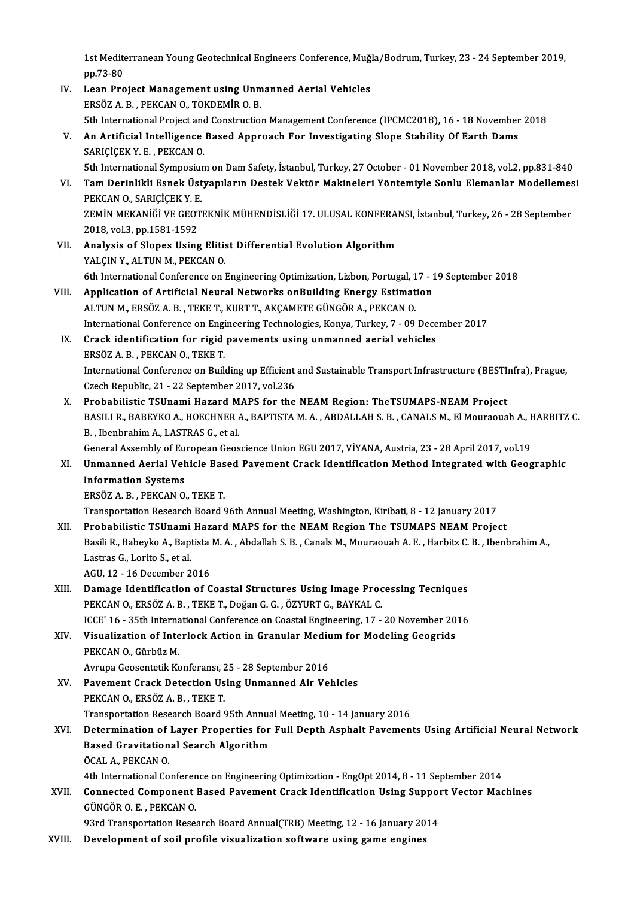1st Mediterranean Young Geotechnical Engineers Conference, Muğla/Bodrum, Turkey, 23 - 24 September 2019, pp.73-80

IV. **Lean Project Management using Unmanned Aerial Vehicles**
ERSÖZ A. B. , PEKCAN O., TOKDEMİR O. B.
5th International Project and Construction Management Conference (IPCMC2018), 16 - 18 November 2018

V. **An Artificial Intelligence Based Approach For Investigating Slope Stability Of Earth Dams**
SARIÇİÇEK Y. E. , PEKCAN O.
5th International Symposium on Dam Safety, İstanbul, Turkey, 27 October - 01 November 2018, vol.2, pp.831-840

VI. **Tam Derinlikli Esnek Üstyapıların Destek Vektör Makineleri Yöntemiyle Sonlu Elemanlar Modellemesi**
PEKCAN O., SARIÇİÇEK Y. E.
ZEMİN MEKANİĞİ VE GEOTEKNİK MÜHENDİSLİĞİ 17. ULUSAL KONFERANSI, İstanbul, Turkey, 26 - 28 September 2018, vol.3, pp.1581-1592

VII. **Analysis of Slopes Using Elitist Differential Evolution Algorithm**
YALÇIN Y., ALTUN M., PEKCAN O.
6th International Conference on Engineering Optimization, Lizbon, Portugal, 17 - 19 September 2018

VIII. **Application of Artificial Neural Networks onBuilding Energy Estimation**
ALTUN M., ERSÖZ A. B. , TEKE T., KURT T., AKÇAMETE GÜNGÖR A., PEKCAN O.
International Conference on Engineering Technologies, Konya, Turkey, 7 - 09 December 2017

IX. **Crack identification for rigid pavements using unmanned aerial vehicles**
ERSÖZ A. B. , PEKCAN O., TEKE T.
International Conference on Building up Efficient and Sustainable Transport Infrastructure (BESTInfra), Prague, Czech Republic, 21 - 22 September 2017, vol.236

X. **Probabilistic TSUnami Hazard MAPS for the NEAM Region: TheTSUMAPS-NEAM Project**
BASILI R., BABEYKO A., HOECHNER A., BAPTISTA M. A. , ABDALLAH S. B. , CANALS M., El Mouraouah A., HARBITZ C. B. , Ibenbrahim A., LASTRAS G., et al.
General Assembly of European Geoscience Union EGU 2017, VİYANA, Austria, 23 - 28 April 2017, vol.19

XI. **Unmanned Aerial Vehicle Based Pavement Crack Identification Method Integrated with Geographic Information Systems**
ERSÖZ A. B. , PEKCAN O., TEKE T.
Transportation Research Board 96th Annual Meeting, Washington, Kiribati, 8 - 12 January 2017

XII. **Probabilistic TSUnami Hazard MAPS for the NEAM Region The TSUMAPS NEAM Project**
Basili R., Babeyko A., Baptista M. A. , Abdallah S. B. , Canals M., Mouraouah A. E. , Harbitz C. B. , Ibenbrahim A., Lastras G., Lorito S., et al.
AGU, 12 - 16 December 2016

XIII. **Damage Identification of Coastal Structures Using Image Processing Tecniques**
PEKCAN O., ERSÖZ A. B. , TEKE T., Doğan G. G. , ÖZYURT G., BAYKAL C.
ICCE' 16 - 35th International Conference on Coastal Engineering, 17 - 20 November 2016

XIV. **Visualization of Interlock Action in Granular Medium for Modeling Geogrids**
PEKCAN O., Gürbüz M.
Avrupa Geosentetik Konferansı, 25 - 28 September 2016

XV. **Pavement Crack Detection Using Unmanned Air Vehicles**
PEKCAN O., ERSÖZ A. B. , TEKE T.
Transportation Research Board 95th Annual Meeting, 10 - 14 January 2016

XVI. **Determination of Layer Properties for Full Depth Asphalt Pavements Using Artificial Neural Network Based Gravitational Search Algorithm**
ÖCAL A., PEKCAN O.
4th International Conference on Engineering Optimization - EngOpt 2014, 8 - 11 September 2014

XVII. **Connected Component Based Pavement Crack Identification Using Support Vector Machines**
GÜNGÖR O. E. , PEKCAN O.
93rd Transportation Research Board Annual(TRB) Meeting, 12 - 16 January 2014

XVIII. **Development of soil profile visualization software using game engines**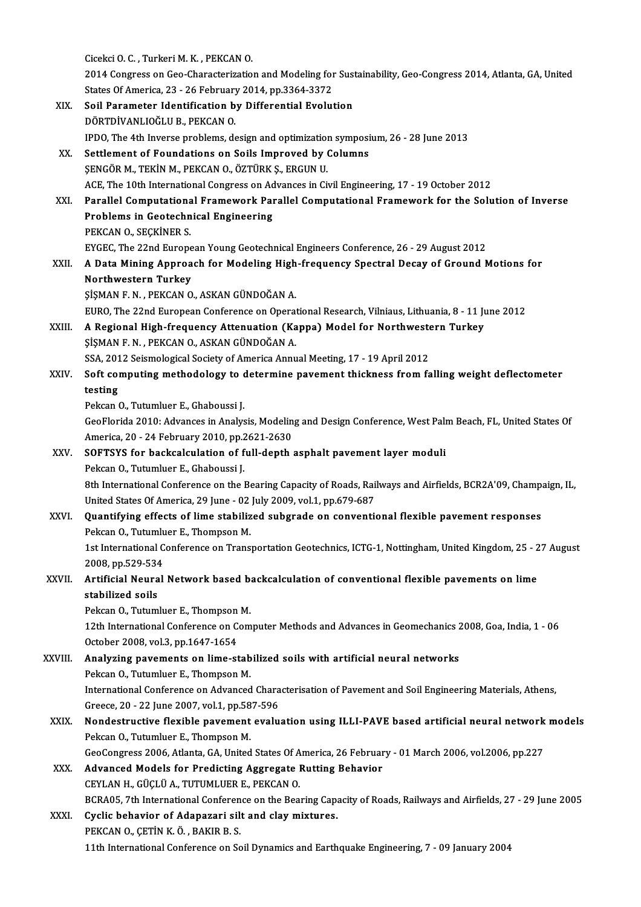Cicekci O. C. , Turkeri M. K. , PEKCAN O.
2014 Congress on Geo-Characterization and Modeling for Sustainability, Geo-Congress 2014, Atlanta, GA, United States Of America, 23 - 26 February 2014, pp.3364-3372

XIX. **Soil Parameter Identification by Differential Evolution**
DÖRTDİVANLIOĞLU B., PEKCAN O.
IPDO, The 4th Inverse problems, design and optimization symposium, 26 - 28 June 2013

XX. **Settlement of Foundations on Soils Improved by Columns**
ŞENGÖR M., TEKİN M., PEKCAN O., ÖZTÜRK Ş., ERGUN U.
ACE, The 10th International Congress on Advances in Civil Engineering, 17 - 19 October 2012

XXI. **Parallel Computational Framework Parallel Computational Framework for the Solution of Inverse Problems in Geotechnical Engineering**
PEKCAN O., SEÇKİNER S.
EYGEC, The 22nd European Young Geotechnical Engineers Conference, 26 - 29 August 2012

XXII. **A Data Mining Approach for Modeling High-frequency Spectral Decay of Ground Motions for Northwestern Turkey**
ŞİŞMAN F. N. , PEKCAN O., ASKAN GÜNDOĞAN A.
EURO, The 22nd European Conference on Operational Research, Vilniaus, Lithuania, 8 - 11 June 2012

XXIII. **A Regional High-frequency Attenuation (Kappa) Model for Northwestern Turkey**
ŞİŞMAN F. N. , PEKCAN O., ASKAN GÜNDOĞAN A.
SSA, 2012 Seismological Society of America Annual Meeting, 17 - 19 April 2012

XXIV. **Soft computing methodology to determine pavement thickness from falling weight deflectometer testing**
Pekcan O., Tutumluer E., Ghaboussi J.
GeoFlorida 2010: Advances in Analysis, Modeling and Design Conference, West Palm Beach, FL, United States Of America, 20 - 24 February 2010, pp.2621-2630

XXV. **SOFTSYS for backcalculation of full-depth asphalt pavement layer moduli**
Pekcan O., Tutumluer E., Ghaboussi J.
8th International Conference on the Bearing Capacity of Roads, Railways and Airfields, BCR2A'09, Champaign, IL, United States Of America, 29 June - 02 July 2009, vol.1, pp.679-687

XXVI. **Quantifying effects of lime stabilized subgrade on conventional flexible pavement responses**
Pekcan O., Tutumluer E., Thompson M.
1st International Conference on Transportation Geotechnics, ICTG-1, Nottingham, United Kingdom, 25 - 27 August 2008, pp.529-534

XXVII. **Artificial Neural Network based backcalculation of conventional flexible pavements on lime stabilized soils**
Pekcan O., Tutumluer E., Thompson M.
12th International Conference on Computer Methods and Advances in Geomechanics 2008, Goa, India, 1 - 06 October 2008, vol.3, pp.1647-1654

XXVIII. **Analyzing pavements on lime-stabilized soils with artificial neural networks**
Pekcan O., Tutumluer E., Thompson M.
International Conference on Advanced Characterisation of Pavement and Soil Engineering Materials, Athens, Greece, 20 - 22 June 2007, vol.1, pp.587-596

XXIX. **Nondestructive flexible pavement evaluation using ILLI-PAVE based artificial neural network models**
Pekcan O., Tutumluer E., Thompson M.
GeoCongress 2006, Atlanta, GA, United States Of America, 26 February - 01 March 2006, vol.2006, pp.227

XXX. **Advanced Models for Predicting Aggregate Rutting Behavior**
CEYLAN H., GÜÇLÜ A., TUTUMLUER E., PEKCAN O.
BCRA05, 7th International Conference on the Bearing Capacity of Roads, Railways and Airfields, 27 - 29 June 2005

XXXI. **Cyclic behavior of Adapazari silt and clay mixtures.**
PEKCAN O., ÇETİN K. Ö. , BAKIR B. S.
11th International Conference on Soil Dynamics and Earthquake Engineering, 7 - 09 January 2004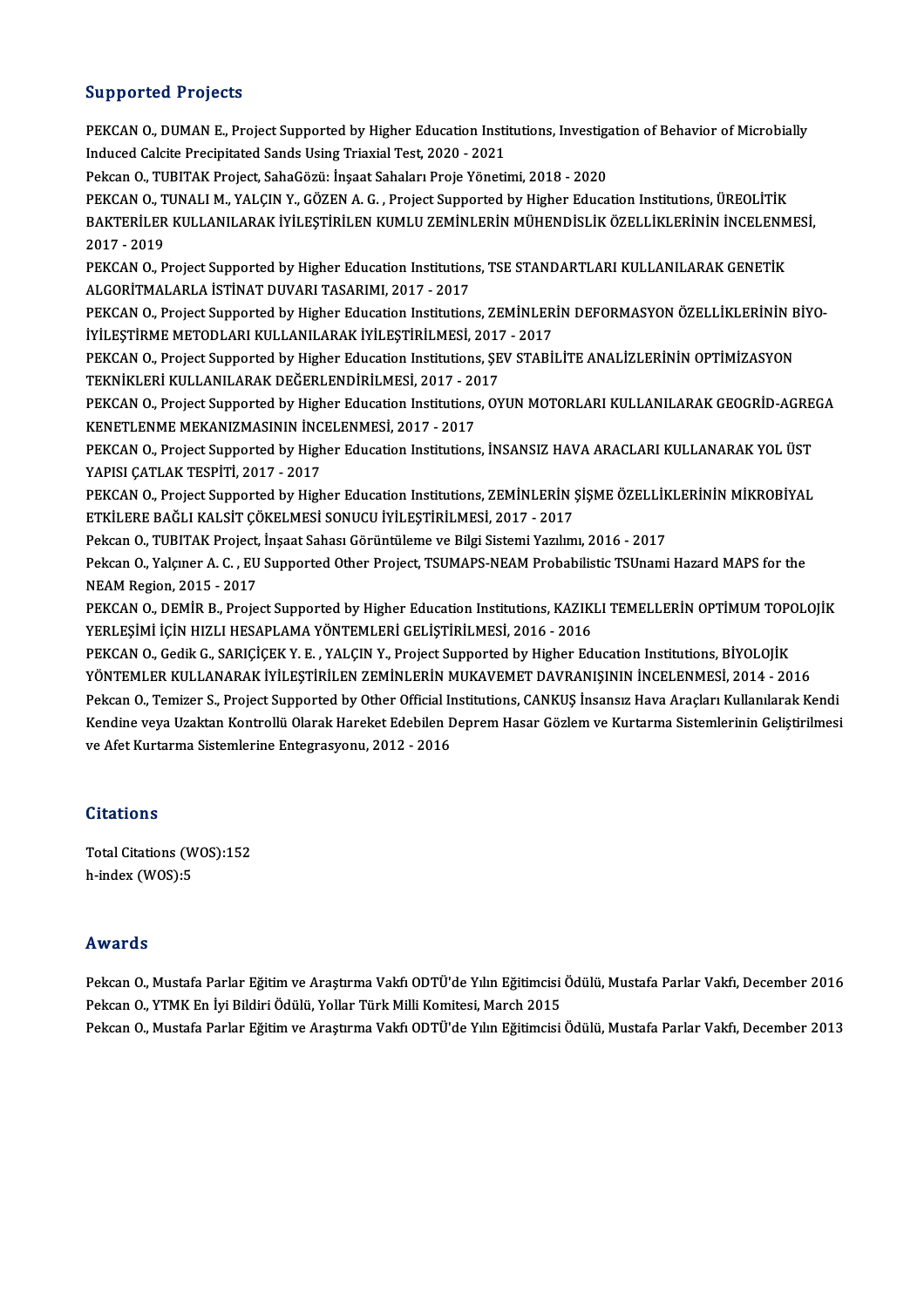## Supported Projects

PEKCAN O., DUMAN E., Project Supported by Higher Education Institutions, Investigation of Behavior of Microbially Induced Calcite Precipitated Sands Using Triaxial Test, 2020 - 2021

Pekcan O., TUBITAK Project, SahaGözü: İnşaat Sahaları Proje Yönetimi, 2018 - 2020

PEKCAN O., TUNALI M., YALÇIN Y., GÖZEN A. G. , Project Supported by Higher Education Institutions, ÜREOLİTİK BAKTERİLER KULLANILARAK İYİLEŞTİRİLEN KUMLU ZEMİNLERİN MÜHENDİSLİK ÖZELLİKLERİNİN İNCELENMESİ, 2017 - 2019

PEKCAN O., Project Supported by Higher Education Institutions, TSE STANDARTLARI KULLANILARAK GENETİK ALGORİTMALARLA İSTİNAT DUVARI TASARIMI, 2017 - 2017

PEKCAN O., Project Supported by Higher Education Institutions, ZEMİNLERİN DEFORMASYON ÖZELLİKLERİNİN BİYO-İYİLEŞTİRME METODLARI KULLANILARAK İYİLEŞTİRİLMESİ, 2017 - 2017

PEKCAN O., Project Supported by Higher Education Institutions, ŞEV STABİLİTE ANALİZLERİNİN OPTİMİZASYON TEKNİKLERİ KULLANILARAK DEĞERLENDİRİLMESİ, 2017 - 2017

PEKCAN O., Project Supported by Higher Education Institutions, OYUN MOTORLARI KULLANILARAK GEOGRİD-AGREGA KENETLENME MEKANIZMASININ İNCELENMESİ, 2017 - 2017

PEKCAN O., Project Supported by Higher Education Institutions, İNSANSIZ HAVA ARACLARI KULLANARAK YOL ÜST YAPISI ÇATLAK TESPİTİ, 2017 - 2017

PEKCAN O., Project Supported by Higher Education Institutions, ZEMİNLERİN ŞİŞME ÖZELLİKLERİNİN MİKROBİYAL ETKİLERE BAĞLI KALSİT ÇÖKELMESİ SONUCU İYİLEŞTİRİLMESİ, 2017 - 2017

Pekcan O., TUBITAK Project, İnşaat Sahası Görüntüleme ve Bilgi Sistemi Yazılımı, 2016 - 2017

Pekcan O., Yalçıner A. C. , EU Supported Other Project, TSUMAPS-NEAM Probabilistic TSUnami Hazard MAPS for the NEAM Region, 2015 - 2017

PEKCAN O., DEMİR B., Project Supported by Higher Education Institutions, KAZIKLI TEMELLERİN OPTİMUM TOPOLOJİK YERLEŞİMİ İÇİN HIZLI HESAPLAMA YÖNTEMLERİ GELİŞTİRİLMESİ, 2016 - 2016

PEKCAN O., Gedik G., SARIÇİÇEK Y. E. , YALÇIN Y., Project Supported by Higher Education Institutions, BİYOLOJİK YÖNTEMLER KULLANARAK İYİLEŞTİRİLEN ZEMİNLERİN MUKAVEMET DAVRANIŞININ İNCELENMESİ, 2014 - 2016

Pekcan O., Temizer S., Project Supported by Other Official Institutions, CANKUŞ İnsansız Hava Araçları Kullanılarak Kendi Kendine veya Uzaktan Kontrollü Olarak Hareket Edebilen Deprem Hasar Gözlem ve Kurtarma Sistemlerinin Geliştirilmesi ve Afet Kurtarma Sistemlerine Entegrasyonu, 2012 - 2016

## Citations

Total Citations (WOS):152

h-index (WOS):5

## Awards

Pekcan O., Mustafa Parlar Eğitim ve Araştırma Vakfı ODTÜ'de Yılın Eğitimcisi Ödülü, Mustafa Parlar Vakfı, December 2016

Pekcan O., YTMK En İyi Bildiri Ödülü, Yollar Türk Milli Komitesi, March 2015

Pekcan O., Mustafa Parlar Eğitim ve Araştırma Vakfı ODTÜ'de Yılın Eğitimcisi Ödülü, Mustafa Parlar Vakfı, December 2013